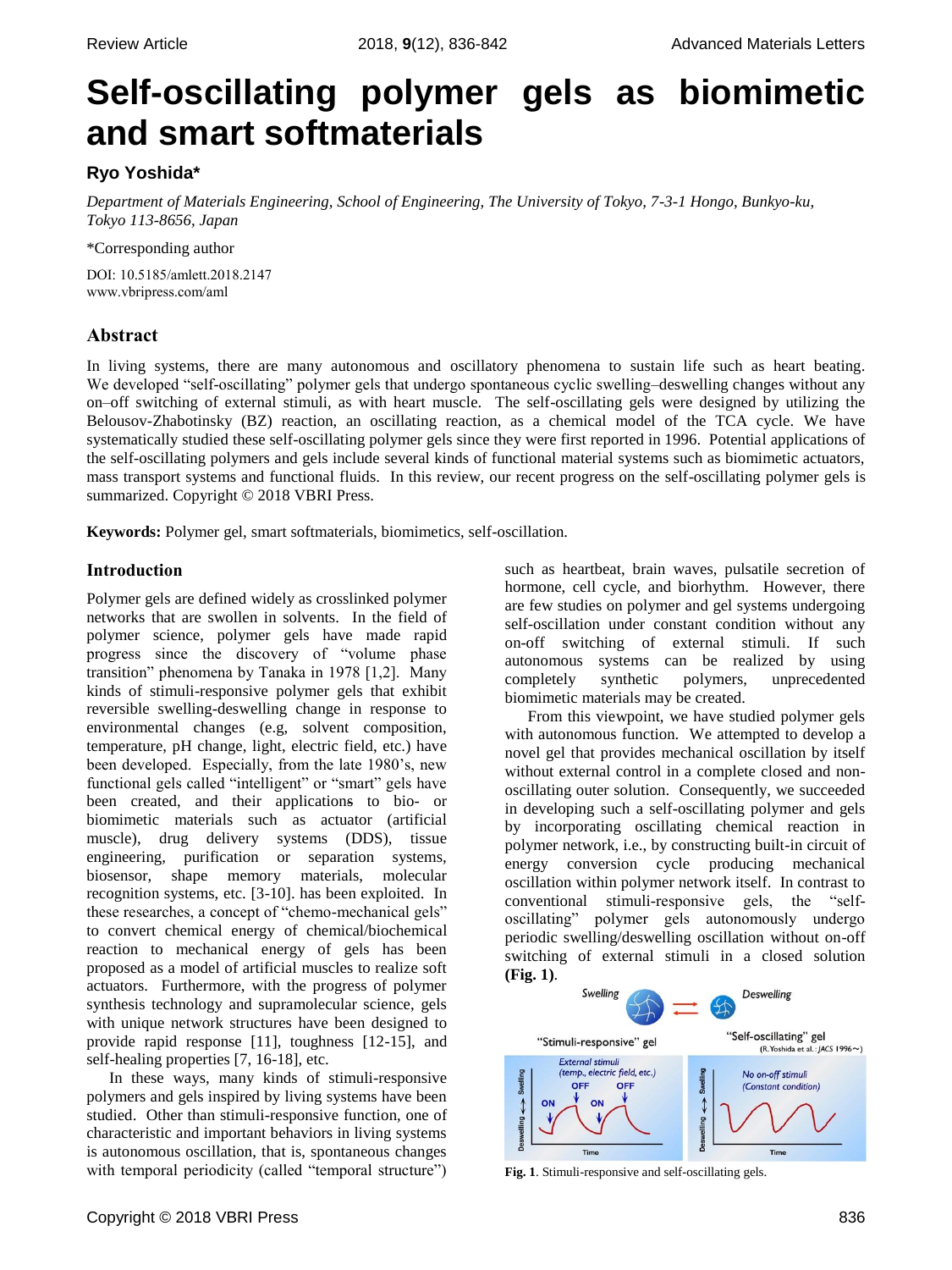# Self-oscillating polymer gels as biomimetic and smart softmaterials

**Ryo Yoshida***

*Department of Materials Engineering, School of Engineering, The University of Tokyo, 7-3-1 Hongo, Bunkyo-ku, Tokyo 113-8656, Japan*

*Corresponding author

DOI: 10.5185/amlett.2018.2147
www.vbripress.com/aml

## Abstract

In living systems, there are many autonomous and oscillatory phenomena to sustain life such as heart beating. We developed "self-oscillating" polymer gels that undergo spontaneous cyclic swelling–deswelling changes without any on–off switching of external stimuli, as with heart muscle. The self-oscillating gels were designed by utilizing the Belousov-Zhabotinsky (BZ) reaction, an oscillating reaction, as a chemical model of the TCA cycle. We have systematically studied these self-oscillating polymer gels since they were first reported in 1996. Potential applications of the self-oscillating polymers and gels include several kinds of functional material systems such as biomimetic actuators, mass transport systems and functional fluids. In this review, our recent progress on the self-oscillating polymer gels is summarized. Copyright © 2018 VBRI Press.

**Keywords:** Polymer gel, smart softmaterials, biomimetics, self-oscillation.

## Introduction

Polymer gels are defined widely as crosslinked polymer networks that are swollen in solvents. In the field of polymer science, polymer gels have made rapid progress since the discovery of "volume phase transition" phenomena by Tanaka in 1978 [1,2]. Many kinds of stimuli-responsive polymer gels that exhibit reversible swelling-deswelling change in response to environmental changes (e.g, solvent composition, temperature, pH change, light, electric field, etc.) have been developed. Especially, from the late 1980's, new functional gels called "intelligent" or "smart" gels have been created, and their applications to bio- or biomimetic materials such as actuator (artificial muscle), drug delivery systems (DDS), tissue engineering, purification or separation systems, biosensor, shape memory materials, molecular recognition systems, etc. [3-10]. has been exploited. In these researches, a concept of "chemo-mechanical gels" to convert chemical energy of chemical/biochemical reaction to mechanical energy of gels has been proposed as a model of artificial muscles to realize soft actuators. Furthermore, with the progress of polymer synthesis technology and supramolecular science, gels with unique network structures have been designed to provide rapid response [11], toughness [12-15], and self-healing properties [7, 16-18], etc.

In these ways, many kinds of stimuli-responsive polymers and gels inspired by living systems have been studied. Other than stimuli-responsive function, one of characteristic and important behaviors in living systems is autonomous oscillation, that is, spontaneous changes with temporal periodicity (called "temporal structure") such as heartbeat, brain waves, pulsatile secretion of hormone, cell cycle, and biorhythm. However, there are few studies on polymer and gel systems undergoing self-oscillation under constant condition without any on-off switching of external stimuli. If such autonomous systems can be realized by using completely synthetic polymers, unprecedented biomimetic materials may be created.

From this viewpoint, we have studied polymer gels with autonomous function. We attempted to develop a novel gel that provides mechanical oscillation by itself without external control in a complete closed and non-oscillating outer solution. Consequently, we succeeded in developing such a self-oscillating polymer and gels by incorporating oscillating chemical reaction in polymer network, i.e., by constructing built-in circuit of energy conversion cycle producing mechanical oscillation within polymer network itself. In contrast to conventional stimuli-responsive gels, the "self-oscillating" polymer gels autonomously undergo periodic swelling/deswelling oscillation without on-off switching of external stimuli in a closed solution **(Fig. 1)**.

Swelling
Deswelling
"Stimuli-responsive" gel
"Self-oscillating" gel
(R.Yoshida et al.: JACS 1996~)
External stimuli
(temp., electric field, etc.)
OFF OFF
ON ON
No on-off stimuli
(Constant condition)
Deswelling ⟷ Swelling
Time

**Fig. 1**. Stimuli-responsive and self-oscillating gels.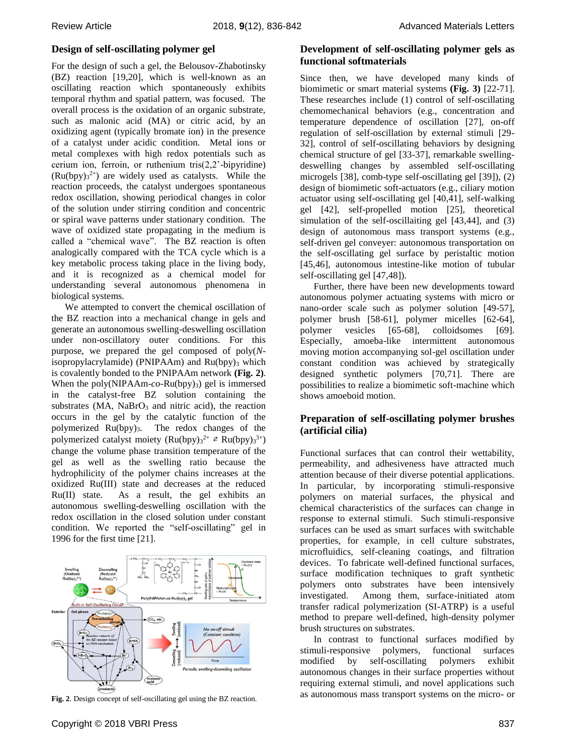## Design of self-oscillating polymer gel

For the design of such a gel, the Belousov-Zhabotinsky (BZ) reaction [19,20], which is well-known as an oscillating reaction which spontaneously exhibits temporal rhythm and spatial pattern, was focused. The overall process is the oxidation of an organic substrate, such as malonic acid (MA) or citric acid, by an oxidizing agent (typically bromate ion) in the presence of a catalyst under acidic condition. Metal ions or metal complexes with high redox potentials such as cerium ion, ferroin, or ruthenium tris(2,2'-bipyridine) ($Ru(bpy)_3^{2+}$) are widely used as catalysts. While the reaction proceeds, the catalyst undergoes spontaneous redox oscillation, showing periodical changes in color of the solution under stirring condition and concentric or spiral wave patterns under stationary condition. The wave of oxidized state propagating in the medium is called a "chemical wave". The BZ reaction is often analogically compared with the TCA cycle which is a key metabolic process taking place in the living body, and it is recognized as a chemical model for understanding several autonomous phenomena in biological systems.

We attempted to convert the chemical oscillation of the BZ reaction into a mechanical change in gels and generate an autonomous swelling-deswelling oscillation under non-oscillatory outer conditions. For this purpose, we prepared the gel composed of poly(*N*-isopropylacrylamide) (PNIPAAm) and $Ru(bpy)_3$ which is covalently bonded to the PNIPAAm network **(Fig. 2)**. When the poly(NIPAAm-*co*-$Ru(bpy)_3$) gel is immersed in the catalyst-free BZ solution containing the substrates (MA, $NaBrO_3$ and nitric acid), the reaction occurs in the gel by the catalytic function of the polymerized $Ru(bpy)_3$. The redox changes of the polymerized catalyst moiety ($Ru(bpy)_3^{2+} \rightleftarrows Ru(bpy)_3^{3+}$) change the volume phase transition temperature of the gel as well as the swelling ratio because the hydrophilicity of the polymer chains increases at the oxidized Ru(III) state and decreases at the reduced Ru(II) state. As a result, the gel exhibits an autonomous swelling-deswelling oscillation with the redox oscillation in the closed solution under constant condition. We reported the "self-oscillating" gel in 1996 for the first time [21].

**Fig. 2**. Design concept of self-oscillating gel using the BZ reaction.

## Development of self-oscillating polymer gels as functional softmaterials

Since then, we have developed many kinds of biomimetic or smart material systems **(Fig. 3)** [22-71]. These researches include (1) control of self-oscillating chemomechanical behaviors (e.g., concentration and temperature dependence of oscillation [27], on-off regulation of self-oscillation by external stimuli [29-32], control of self-oscillating behaviors by designing chemical structure of gel [33-37], remarkable swelling-deswelling changes by assembled self-oscillating microgels [38], comb-type self-oscillating gel [39]), (2) design of biomimetic soft-actuators (e.g., ciliary motion actuator using self-oscillating gel [40,41], self-walking gel [42], self-propelled motion [25], theoretical simulation of the self-oscillaiting gel [43,44], and (3) design of autonomous mass transport systems (e.g., self-driven gel conveyer: autonomous transportation on the self-oscillating gel surface by peristaltic motion [45,46], autonomous intestine-like motion of tubular self-oscillating gel [47,48]).

Further, there have been new developments toward autonomous polymer actuating systems with micro or nano-order scale such as polymer solution [49-57], polymer brush [58-61], polymer micelles [62-64], polymer vesicles [65-68], colloidsomes [69]. Especially, amoeba-like intermittent autonomous moving motion accompanying sol-gel oscillation under constant condition was achieved by strategically designed synthetic polymers [70,71]. There are possibilities to realize a biomimetic soft-machine which shows amoeboid motion.

## Preparation of self-oscillating polymer brushes (artificial cilia)

Functional surfaces that can control their wettability, permeability, and adhesiveness have attracted much attention because of their diverse potential applications. In particular, by incorporating stimuli-responsive polymers on material surfaces, the physical and chemical characteristics of the surfaces can change in response to external stimuli. Such stimuli-responsive surfaces can be used as smart surfaces with switchable properties, for example, in cell culture substrates, microfluidics, self-cleaning coatings, and filtration devices. To fabricate well-defined functional surfaces, surface modification techniques to graft synthetic polymers onto substrates have been intensively investigated. Among them, surface-initiated atom transfer radical polymerization (SI-ATRP) is a useful method to prepare well-defined, high-density polymer brush structures on substrates.

In contrast to functional surfaces modified by stimuli-responsive polymers, functional surfaces modified by self-oscillating polymers exhibit autonomous changes in their surface properties without requiring external stimuli, and novel applications such as autonomous mass transport systems on the micro- or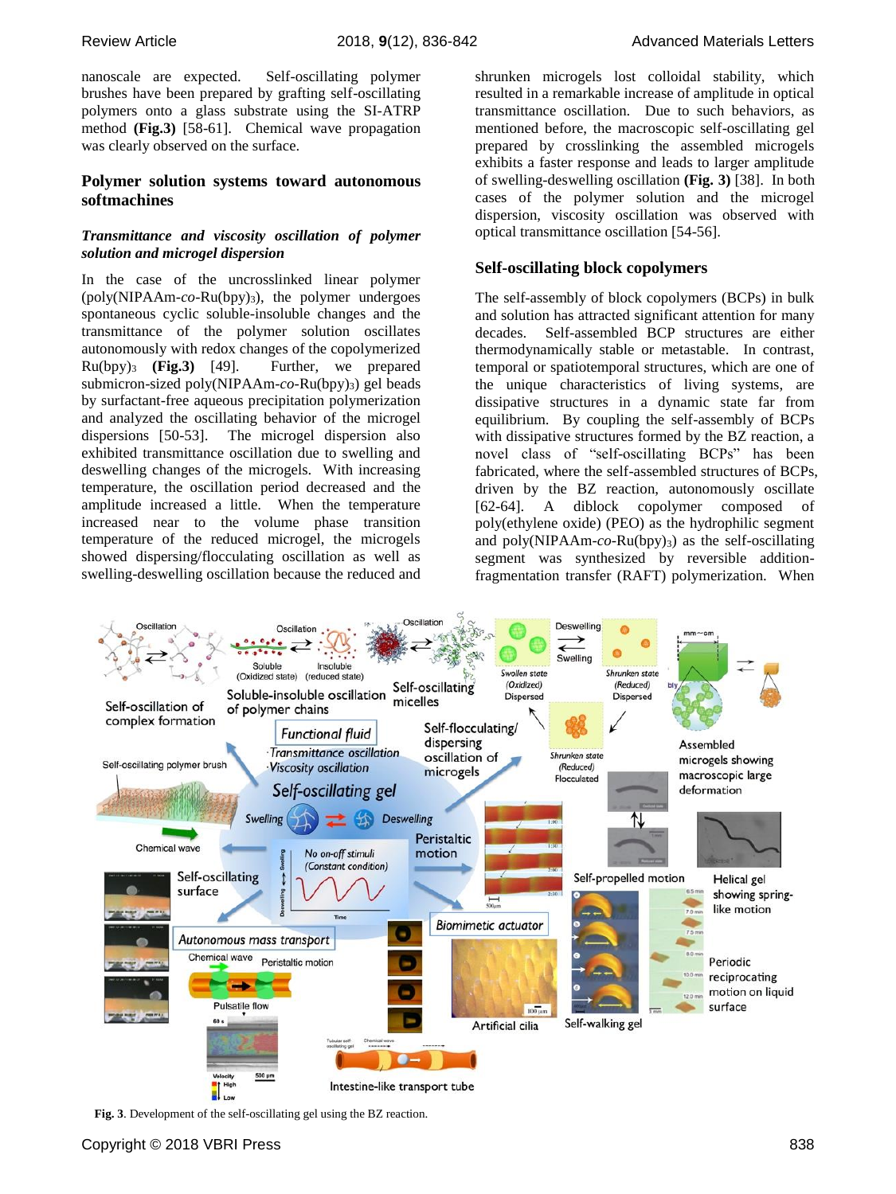nanoscale are expected. Self-oscillating polymer brushes have been prepared by grafting self-oscillating polymers onto a glass substrate using the SI-ATRP method **(Fig.3)** [58-61]. Chemical wave propagation was clearly observed on the surface.

## Polymer solution systems toward autonomous softmachines

### *Transmittance and viscosity oscillation of polymer solution and microgel dispersion*

In the case of the uncrosslinked linear polymer (poly(NIPAAm-*co*-Ru(bpy)$_3$), the polymer undergoes spontaneous cyclic soluble-insoluble changes and the transmittance of the polymer solution oscillates autonomously with redox changes of the copolymerized Ru(bpy)$_3$ **(Fig.3)** [49]. Further, we prepared submicron-sized poly(NIPAAm-*co*-Ru(bpy)$_3$) gel beads by surfactant-free aqueous precipitation polymerization and analyzed the oscillating behavior of the microgel dispersions [50-53]. The microgel dispersion also exhibited transmittance oscillation due to swelling and deswelling changes of the microgels. With increasing temperature, the oscillation period decreased and the amplitude increased a little. When the temperature increased near to the volume phase transition temperature of the reduced microgel, the microgels showed dispersing/flocculating oscillation as well as swelling-deswelling oscillation because the reduced and shrunken microgels lost colloidal stability, which resulted in a remarkable increase of amplitude in optical transmittance oscillation. Due to such behaviors, as mentioned before, the macroscopic self-oscillating gel prepared by crosslinking the assembled microgels exhibits a faster response and leads to larger amplitude of swelling-deswelling oscillation **(Fig. 3)** [38]. In both cases of the polymer solution and the microgel dispersion, viscosity oscillation was observed with optical transmittance oscillation [54-56].

## Self-oscillating block copolymers

The self-assembly of block copolymers (BCPs) in bulk and solution has attracted significant attention for many decades. Self-assembled BCP structures are either thermodynamically stable or metastable. In contrast, temporal or spatiotemporal structures, which are one of the unique characteristics of living systems, are dissipative structures in a dynamic state far from equilibrium. By coupling the self-assembly of BCPs with dissipative structures formed by the BZ reaction, a novel class of "self-oscillating BCPs" has been fabricated, where the self-assembled structures of BCPs, driven by the BZ reaction, autonomously oscillate [62-64]. A diblock copolymer composed of poly(ethylene oxide) (PEO) as the hydrophilic segment and poly(NIPAAm-*co*-Ru(bpy)$_3$) as the self-oscillating segment was synthesized by reversible addition-fragmentation transfer (RAFT) polymerization. When

**Fig. 3**. Development of the self-oscillating gel using the BZ reaction.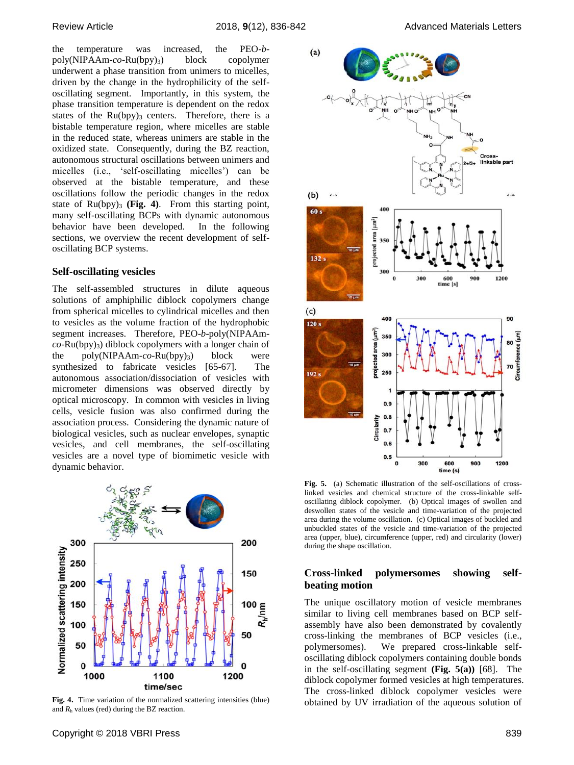the temperature was increased, the PEO-*b*-poly(NIPAAm-*co*-Ru(bpy)$_3$) block copolymer underwent a phase transition from unimers to micelles, driven by the change in the hydrophilicity of the self-oscillating segment. Importantly, in this system, the phase transition temperature is dependent on the redox states of the Ru(bpy)$_3$ centers. Therefore, there is a bistable temperature region, where micelles are stable in the reduced state, whereas unimers are stable in the oxidized state. Consequently, during the BZ reaction, autonomous structural oscillations between unimers and micelles (i.e., 'self-oscillating micelles') can be observed at the bistable temperature, and these oscillations follow the periodic changes in the redox state of Ru(bpy)$_3$ **(Fig. 4)**. From this starting point, many self-oscillating BCPs with dynamic autonomous behavior have been developed. In the following sections, we overview the recent development of self-oscillating BCP systems.

## Self-oscillating vesicles

The self-assembled structures in dilute aqueous solutions of amphiphilic diblock copolymers change from spherical micelles to cylindrical micelles and then to vesicles as the volume fraction of the hydrophobic segment increases. Therefore, PEO-*b*-poly(NIPAAm-*co*-Ru(bpy)$_3$) diblock copolymers with a longer chain of the poly(NIPAAm-*co*-Ru(bpy)$_3$) block were synthesized to fabricate vesicles [65-67]. The autonomous association/dissociation of vesicles with micrometer dimensions was observed directly by optical microscopy. In common with vesicles in living cells, vesicle fusion was also confirmed during the association process. Considering the dynamic nature of biological vesicles, such as nuclear envelopes, synaptic vesicles, and cell membranes, the self-oscillating vesicles are a novel type of biomimetic vesicle with dynamic behavior.

**Fig. 4.** Time variation of the normalized scattering intensities (blue) and $R_h$ values (red) during the BZ reaction.

**Fig. 5.** (a) Schematic illustration of the self-oscillations of cross-linked vesicles and chemical structure of the cross-linkable self-oscillating diblock copolymer. (b) Optical images of swollen and deswollen states of the vesicle and time-variation of the projected area during the volume oscillation. (c) Optical images of buckled and unbuckled states of the vesicle and time-variation of the projected area (upper, blue), circumference (upper, red) and circularity (lower) during the shape oscillation.

## Cross-linked polymersomes showing self-beating motion

The unique oscillatory motion of vesicle membranes similar to living cell membranes based on BCP self-assembly have also been demonstrated by covalently cross-linking the membranes of BCP vesicles (i.e., polymersomes). We prepared cross-linkable self-oscillating diblock copolymers containing double bonds in the self-oscillating segment **(Fig. 5(a))** [68]. The diblock copolymer formed vesicles at high temperatures. The cross-linked diblock copolymer vesicles were obtained by UV irradiation of the aqueous solution of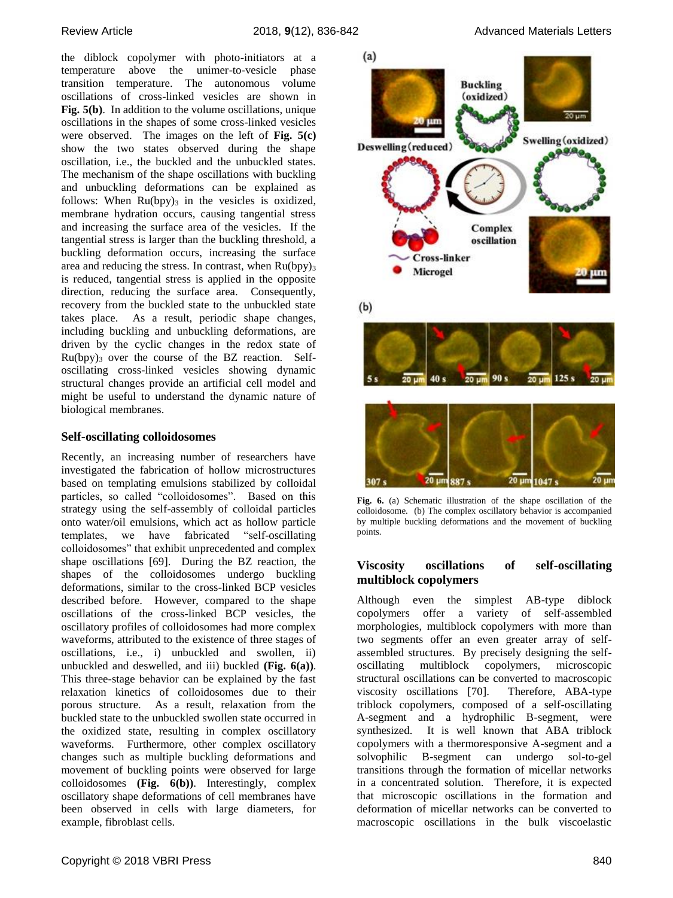the diblock copolymer with photo-initiators at a temperature above the unimer-to-vesicle phase transition temperature. The autonomous volume oscillations of cross-linked vesicles are shown in **Fig. 5(b)**. In addition to the volume oscillations, unique oscillations in the shapes of some cross-linked vesicles were observed. The images on the left of **Fig. 5(c)** show the two states observed during the shape oscillation, i.e., the buckled and the unbuckled states. The mechanism of the shape oscillations with buckling and unbuckling deformations can be explained as follows: When $Ru(bpy)_3$ in the vesicles is oxidized, membrane hydration occurs, causing tangential stress and increasing the surface area of the vesicles. If the tangential stress is larger than the buckling threshold, a buckling deformation occurs, increasing the surface area and reducing the stress. In contrast, when $Ru(bpy)_3$ is reduced, tangential stress is applied in the opposite direction, reducing the surface area. Consequently, recovery from the buckled state to the unbuckled state takes place. As a result, periodic shape changes, including buckling and unbuckling deformations, are driven by the cyclic changes in the redox state of $Ru(bpy)_3$ over the course of the BZ reaction. Self-oscillating cross-linked vesicles showing dynamic structural changes provide an artificial cell model and might be useful to understand the dynamic nature of biological membranes.

### Self-oscillating colloidosomes

Recently, an increasing number of researchers have investigated the fabrication of hollow microstructures based on templating emulsions stabilized by colloidal particles, so called "colloidosomes". Based on this strategy using the self-assembly of colloidal particles onto water/oil emulsions, which act as hollow particle templates, we have fabricated "self-oscillating colloidosomes" that exhibit unprecedented and complex shape oscillations [69]. During the BZ reaction, the shapes of the colloidosomes undergo buckling deformations, similar to the cross-linked BCP vesicles described before. However, compared to the shape oscillations of the cross-linked BCP vesicles, the oscillatory profiles of colloidosomes had more complex waveforms, attributed to the existence of three stages of oscillations, i.e., i) unbuckled and swollen, ii) unbuckled and deswelled, and iii) buckled **(Fig. 6(a))**. This three-stage behavior can be explained by the fast relaxation kinetics of colloidosomes due to their porous structure. As a result, relaxation from the buckled state to the unbuckled swollen state occurred in the oxidized state, resulting in complex oscillatory waveforms. Furthermore, other complex oscillatory changes such as multiple buckling deformations and movement of buckling points were observed for large colloidosomes **(Fig. 6(b))**. Interestingly, complex oscillatory shape deformations of cell membranes have been observed in cells with large diameters, for example, fibroblast cells.

**Fig. 6.** (a) Schematic illustration of the shape oscillation of the colloidosome. (b) The complex oscillatory behavior is accompanied by multiple buckling deformations and the movement of buckling points.

### Viscosity oscillations of self-oscillating multiblock copolymers

Although even the simplest AB-type diblock copolymers offer a variety of self-assembled morphologies, multiblock copolymers with more than two segments offer an even greater array of self-assembled structures. By precisely designing the self-oscillating multiblock copolymers, microscopic structural oscillations can be converted to macroscopic viscosity oscillations [70]. Therefore, ABA-type triblock copolymers, composed of a self-oscillating A-segment and a hydrophilic B-segment, were synthesized. It is well known that ABA triblock copolymers with a thermoresponsive A-segment and a solvophilic B-segment can undergo sol-to-gel transitions through the formation of micellar networks in a concentrated solution. Therefore, it is expected that microscopic oscillations in the formation and deformation of micellar networks can be converted to macroscopic oscillations in the bulk viscoelastic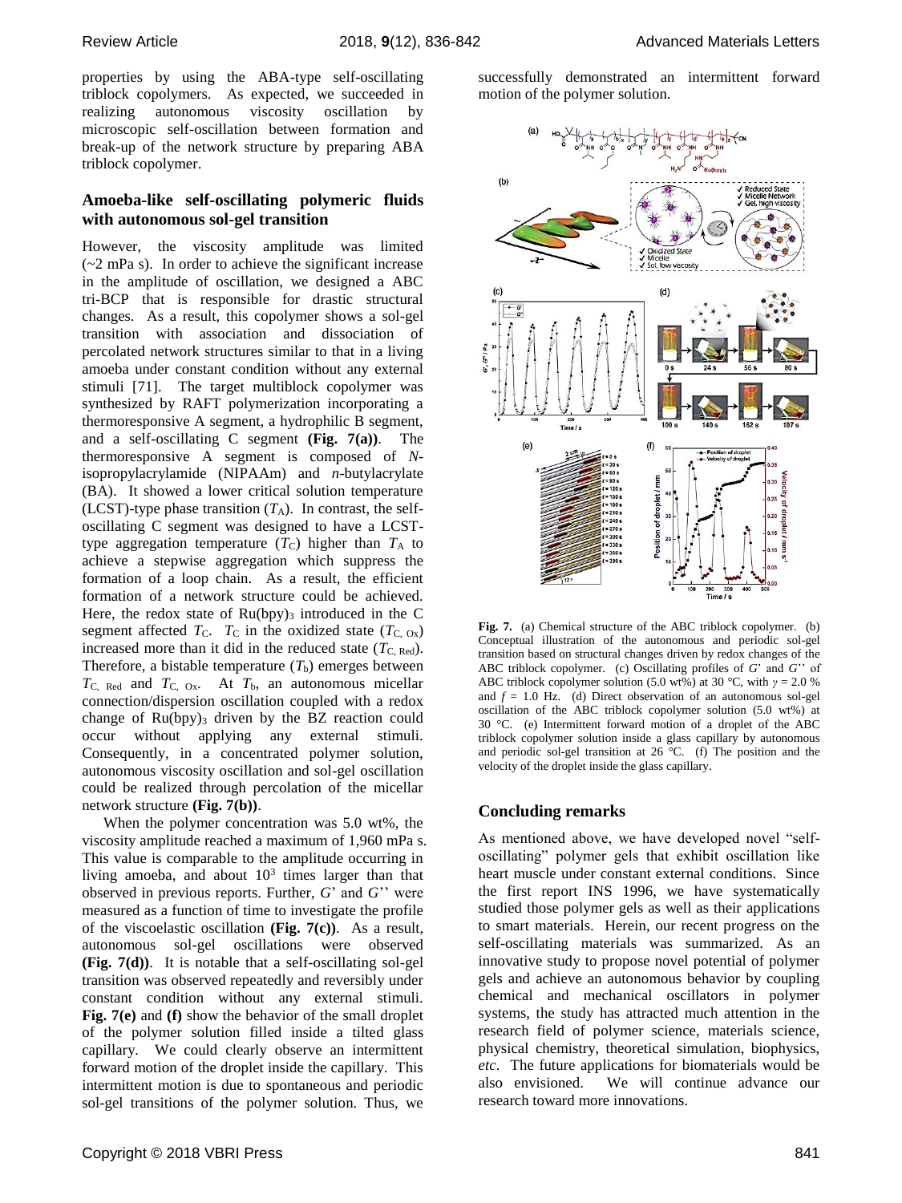properties by using the ABA-type self-oscillating triblock copolymers. As expected, we succeeded in realizing autonomous viscosity oscillation by microscopic self-oscillation between formation and break-up of the network structure by preparing ABA triblock copolymer.

## Amoeba-like self-oscillating polymeric fluids with autonomous sol-gel transition

However, the viscosity amplitude was limited (~2 mPa s). In order to achieve the significant increase in the amplitude of oscillation, we designed a ABC tri-BCP that is responsible for drastic structural changes. As a result, this copolymer shows a sol-gel transition with association and dissociation of percolated network structures similar to that in a living amoeba under constant condition without any external stimuli [71]. The target multiblock copolymer was synthesized by RAFT polymerization incorporating a thermoresponsive A segment, a hydrophilic B segment, and a self-oscillating C segment **(Fig. 7(a))**. The thermoresponsive A segment is composed of *N*-isopropylacrylamide (NIPAAm) and *n*-butylacrylate (BA). It showed a lower critical solution temperature (LCST)-type phase transition ($T_A$). In contrast, the self-oscillating C segment was designed to have a LCST-type aggregation temperature ($T_C$) higher than $T_A$ to achieve a stepwise aggregation which suppress the formation of a loop chain. As a result, the efficient formation of a network structure could be achieved. Here, the redox state of $Ru(bpy)_3$ introduced in the C segment affected $T_C$. $T_C$ in the oxidized state ($T_{C,\ Ox}$) increased more than it did in the reduced state ($T_{C,\ Red}$). Therefore, a bistable temperature ($T_b$) emerges between $T_{C,\ Red}$ and $T_{C,\ Ox}$. At $T_b$, an autonomous micellar connection/dispersion oscillation coupled with a redox change of $Ru(bpy)_3$ driven by the BZ reaction could occur without applying any external stimuli. Consequently, in a concentrated polymer solution, autonomous viscosity oscillation and sol-gel oscillation could be realized through percolation of the micellar network structure **(Fig. 7(b))**.

When the polymer concentration was 5.0 wt%, the viscosity amplitude reached a maximum of 1,960 mPa s. This value is comparable to the amplitude occurring in living amoeba, and about $10^3$ times larger than that observed in previous reports. Further, *G*' and *G*'' were measured as a function of time to investigate the profile of the viscoelastic oscillation **(Fig. 7(c))**. As a result, autonomous sol-gel oscillations were observed **(Fig. 7(d))**. It is notable that a self-oscillating sol-gel transition was observed repeatedly and reversibly under constant condition without any external stimuli. **Fig. 7(e)** and **(f)** show the behavior of the small droplet of the polymer solution filled inside a tilted glass capillary. We could clearly observe an intermittent forward motion of the droplet inside the capillary. This intermittent motion is due to spontaneous and periodic sol-gel transitions of the polymer solution. Thus, we successfully demonstrated an intermittent forward motion of the polymer solution.

**Fig. 7.** (a) Chemical structure of the ABC triblock copolymer. (b) Conceptual illustration of the autonomous and periodic sol-gel transition based on structural changes driven by redox changes of the ABC triblock copolymer. (c) Oscillating profiles of *G*' and *G*'' of ABC triblock copolymer solution (5.0 wt%) at 30 °C, with $\gamma$ = 2.0 % and $f$ = 1.0 Hz. (d) Direct observation of an autonomous sol-gel oscillation of the ABC triblock copolymer solution (5.0 wt%) at 30 °C. (e) Intermittent forward motion of a droplet of the ABC triblock copolymer solution inside a glass capillary by autonomous and periodic sol-gel transition at 26 °C. (f) The position and the velocity of the droplet inside the glass capillary.

## Concluding remarks

As mentioned above, we have developed novel "self-oscillating" polymer gels that exhibit oscillation like heart muscle under constant external conditions. Since the first report INS 1996, we have systematically studied those polymer gels as well as their applications to smart materials. Herein, our recent progress on the self-oscillating materials was summarized. As an innovative study to propose novel potential of polymer gels and achieve an autonomous behavior by coupling chemical and mechanical oscillators in polymer systems, the study has attracted much attention in the research field of polymer science, materials science, physical chemistry, theoretical simulation, biophysics, *etc*. The future applications for biomaterials would be also envisioned. We will continue advance our research toward more innovations.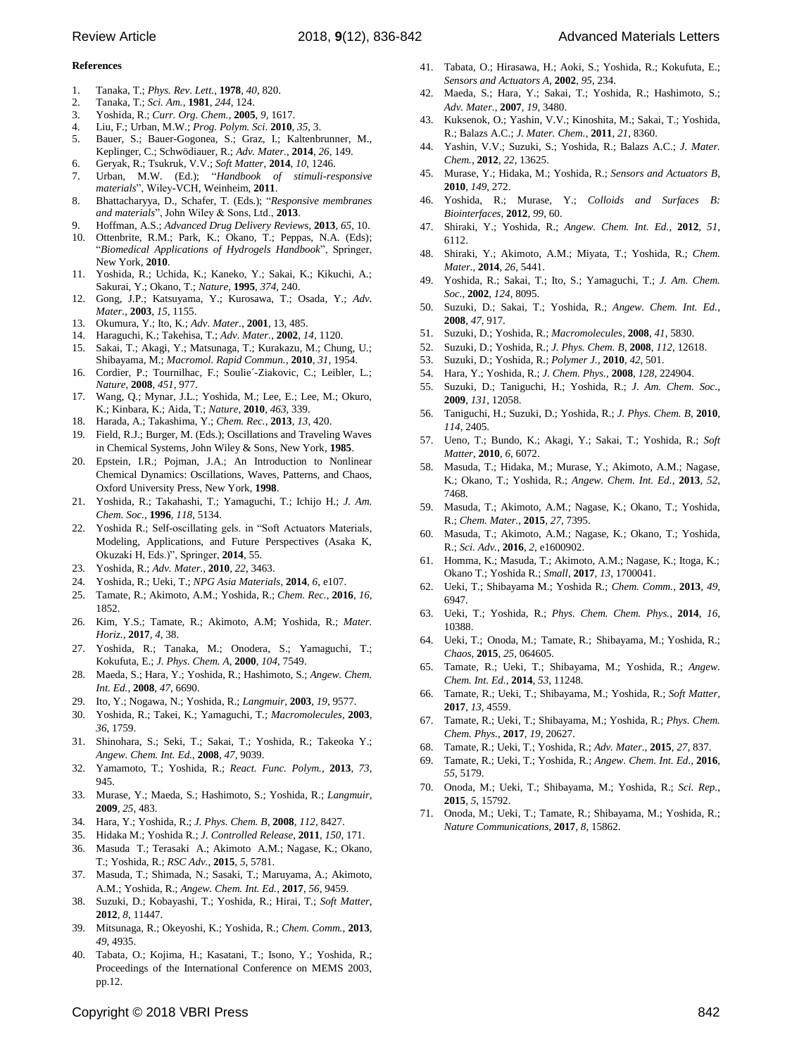**References**

1. Tanaka, T.; *Phys. Rev. Lett.*, **1978**, *40*, 820.
2. Tanaka, T.; *Sci. Am.*, **1981**, *244*, 124.
3. Yoshida, R.; *Curr. Org. Chem.*, **2005**, *9*, 1617.
4. Liu, F.; Urban, M.W.; *Prog. Polym. Sci.* **2010**, *35*, 3.
5. Bauer, S.; Bauer-Gogonea, S.; Graz, I.; Kaltenbrunner, M., Keplinger, C.; Schwödiauer, R.; *Adv. Mater.*, **2014**, *26*, 149.
6. Geryak, R.; Tsukruk, V.V.; *Soft Matter*, **2014**, *10*, 1246.
7. Urban, M.W. (Ed.); "*Handbook of stimuli-responsive materials*", Wiley-VCH, Weinheim, **2011**.
8. Bhattacharyya, D., Schafer, T. (Eds.); "*Responsive membranes and materials*", John Wiley & Sons, Ltd., **2013**.
9. Hoffman, A.S.; *Advanced Drug Delivery Reviews*, **2013**, *65*, 10.
10. Ottenbrite, R.M.; Park, K.; Okano, T.; Peppas, N.A. (Eds); "*Biomedical Applications of Hydrogels Handbook*", Springer, New York, **2010**.
11. Yoshida, R.; Uchida, K.; Kaneko, Y.; Sakai, K.; Kikuchi, A.; Sakurai, Y.; Okano, T.; *Nature*, **1995**, *374*, 240.
12. Gong, J.P.; Katsuyama, Y.; Kurosawa, T.; Osada, Y.; *Adv. Mater.*, **2003**, *15*, 1155.
13. Okumura, Y.; Ito, K.; *Adv. Mater.*, **2001**, 13, 485.
14. Haraguchi, K.; Takehisa, T.; *Adv. Mater.*, **2002**, *14*, 1120.
15. Sakai, T.; Akagi, Y.; Matsunaga, T.; Kurakazu, M.; Chung, U.; Shibayama, M.; *Macromol. Rapid Commun.*, **2010**, *31*, 1954.
16. Cordier, P.; Tournilhac, F.; Soulie´-Ziakovic, C.; Leibler, L.; *Nature*, **2008**, *451*, 977.
17. Wang, Q.; Mynar, J.L.; Yoshida, M.; Lee, E.; Lee, M.; Okuro, K.; Kinbara, K.; Aida, T.; *Nature*, **2010**, *463*, 339.
18. Harada, A.; Takashima, Y.; *Chem. Rec.*, **2013**, *13*, 420.
19. Field, R.J.; Burger, M. (Eds.); Oscillations and Traveling Waves in Chemical Systems, John Wiley & Sons, New York, **1985**.
20. Epstein, I.R.; Pojman, J.A.; An Introduction to Nonlinear Chemical Dynamics: Oscillations, Waves, Patterns, and Chaos, Oxford University Press, New York, **1998**.
21. Yoshida, R.; Takahashi, T.; Yamaguchi, T.; Ichijo H.; *J. Am. Chem. Soc.*, **1996**, *118*, 5134.
22. Yoshida R.; Self-oscillating gels. in "Soft Actuators Materials, Modeling, Applications, and Future Perspectives (Asaka K, Okuzaki H, Eds.)", Springer, **2014**, 55.
23. Yoshida, R.; *Adv. Mater.*, **2010**, *22*, 3463.
24. Yoshida, R.; Ueki, T.; *NPG Asia Materials*, **2014**, *6*, e107.
25. Tamate, R.; Akimoto, A.M.; Yoshida, R.; *Chem. Rec.*, **2016**, *16*, 1852.
26. Kim, Y.S.; Tamate, R.; Akimoto, A.M; Yoshida, R.; *Mater. Horiz.*, **2017**, *4*, 38.
27. Yoshida, R.; Tanaka, M.; Onodera, S.; Yamaguchi, T.; Kokufuta, E.; *J. Phys. Chem. A*, **2000**, *104*, 7549.
28. Maeda, S.; Hara, Y.; Yoshida, R.; Hashimoto, S.; *Angew. Chem. Int. Ed.*, **2008**, *47*, 6690.
29. Ito, Y.; Nogawa, N.; Yoshida, R.; *Langmuir*, **2003**, *19*, 9577.
30. Yoshida, R.; Takei, K.; Yamaguchi, T.; *Macromolecules*, **2003**, *36*, 1759.
31. Shinohara, S.; Seki, T.; Sakai, T.; Yoshida, R.; Takeoka Y.; *Angew. Chem. Int. Ed.*, **2008**, *47*, 9039.
32. Yamamoto, T.; Yoshida, R.; *React. Func. Polym.*, **2013**, *73*, 945.
33. Murase, Y.; Maeda, S.; Hashimoto, S.; Yoshida, R.; *Langmuir*, **2009**, *25*, 483.
34. Hara, Y.; Yoshida, R.; *J. Phys. Chem. B*, **2008**, *112*, 8427.
35. Hidaka M.; Yoshida R.; *J. Controlled Release*, **2011**, *150*, 171.
36. Masuda T.; Terasaki A.; Akimoto A.M.; Nagase, K.; Okano, T.; Yoshida, R.; *RSC Adv.*, **2015**, *5*, 5781.
37. Masuda, T.; Shimada, N.; Sasaki, T.; Maruyama, A.; Akimoto, A.M.; Yoshida, R.; *Angew. Chem. Int. Ed.*, **2017**, *56*, 9459.
38. Suzuki, D.; Kobayashi, T.; Yoshida, R.; Hirai, T.; *Soft Matter*, **2012**, *8*, 11447.
39. Mitsunaga, R.; Okeyoshi, K.; Yoshida, R.; *Chem. Comm.*, **2013**, *49*, 4935.
40. Tabata, O.; Kojima, H.; Kasatani, T.; Isono, Y.; Yoshida, R.; Proceedings of the International Conference on MEMS 2003, pp.12.
41. Tabata, O.; Hirasawa, H.; Aoki, S.; Yoshida, R.; Kokufuta, E.; *Sensors and Actuators A*, **2002**, *95*, 234.
42. Maeda, S.; Hara, Y.; Sakai, T.; Yoshida, R.; Hashimoto, S.; *Adv. Mater.*, **2007**, *19*, 3480.
43. Kuksenok, O.; Yashin, V.V.; Kinoshita, M.; Sakai, T.; Yoshida, R.; Balazs A.C.; *J. Mater. Chem.*, **2011**, *21*, 8360.
44. Yashin, V.V.; Suzuki, S.; Yoshida, R.; Balazs A.C.; *J. Mater. Chem.*, **2012**, *22*, 13625.
45. Murase, Y.; Hidaka, M.; Yoshida, R.; *Sensors and Actuators B*, **2010**, *149*, 272.
46. Yoshida, R.; Murase, Y.; *Colloids and Surfaces B: Biointerfaces*, **2012**, *99*, 60.
47. Shiraki, Y.; Yoshida, R.; *Angew. Chem. Int. Ed.*, **2012**, *51*, 6112.
48. Shiraki, Y.; Akimoto, A.M.; Miyata, T.; Yoshida, R.; *Chem. Mater.*, **2014**, *26*, 5441.
49. Yoshida, R.; Sakai, T.; Ito, S.; Yamaguchi, T.; *J. Am. Chem. Soc.*, **2002**, *124*, 8095.
50. Suzuki, D.; Sakai, T.; Yoshida, R.; *Angew. Chem. Int. Ed.*, **2008**, *47*, 917.
51. Suzuki, D.; Yoshida, R.; *Macromolecules*, **2008**, *41*, 5830.
52. Suzuki, D.; Yoshida, R.; *J. Phys. Chem. B*, **2008**, *112*, 12618.
53. Suzuki, D.; Yoshida, R.; *Polymer J.*, **2010**, *42*, 501.
54. Hara, Y.; Yoshida, R.; *J. Chem. Phys.*, **2008**, *128*, 224904.
55. Suzuki, D.; Taniguchi, H.; Yoshida, R.; *J. Am. Chem. Soc.*, **2009**, *131*, 12058.
56. Taniguchi, H.; Suzuki, D.; Yoshida, R.; *J. Phys. Chem. B*, **2010**, *114*, 2405.
57. Ueno, T.; Bundo, K.; Akagi, Y.; Sakai, T.; Yoshida, R.; *Soft Matter*, **2010**, *6*, 6072.
58. Masuda, T.; Hidaka, M.; Murase, Y.; Akimoto, A.M.; Nagase, K.; Okano, T.; Yoshida, R.; *Angew. Chem. Int. Ed.*, **2013**, *52*, 7468.
59. Masuda, T.; Akimoto, A.M.; Nagase, K.; Okano, T.; Yoshida, R.; *Chem. Mater.*, **2015**, *27*, 7395.
60. Masuda, T.; Akimoto, A.M.; Nagase, K.; Okano, T.; Yoshida, R.; *Sci. Adv.*, **2016**, *2*, e1600902.
61. Homma, K.; Masuda, T.; Akimoto, A.M.; Nagase, K.; Itoga, K.; Okano T.; Yoshida R.; *Small*, **2017**, *13*, 1700041.
62. Ueki, T.; Shibayama M.; Yoshida R.; *Chem. Comm.*, **2013**, *49*, 6947.
63. Ueki, T.; Yoshida, R.; *Phys. Chem. Chem. Phys.*, **2014**, *16*, 10388.
64. Ueki, T.; Onoda, M.; Tamate, R.; Shibayama, M.; Yoshida, R.; *Chaos*, **2015**, *25*, 064605.
65. Tamate, R.; Ueki, T.; Shibayama, M.; Yoshida, R.; *Angew. Chem. Int. Ed.*, **2014**, *53*, 11248.
66. Tamate, R.; Ueki, T.; Shibayama, M.; Yoshida, R.; *Soft Matter*, **2017**, *13*, 4559.
67. Tamate, R.; Ueki, T.; Shibayama, M.; Yoshida, R.; *Phys. Chem. Chem. Phys.*, **2017**, *19*, 20627.
68. Tamate, R.; Ueki, T.; Yoshida, R.; *Adv. Mater.*, **2015**, *27*, 837.
69. Tamate, R.; Ueki, T.; Yoshida, R.; *Angew. Chem. Int. Ed.*, **2016**, *55*, 5179.
70. Onoda, M.; Ueki, T.; Shibayama, M.; Yoshida, R.; *Sci. Rep.*, **2015**, *5*, 15792.
71. Onoda, M.; Ueki, T.; Tamate, R.; Shibayama, M.; Yoshida, R.; *Nature Communications*, **2017**, *8*, 15862.

Copyright © 2018 VBRI Press